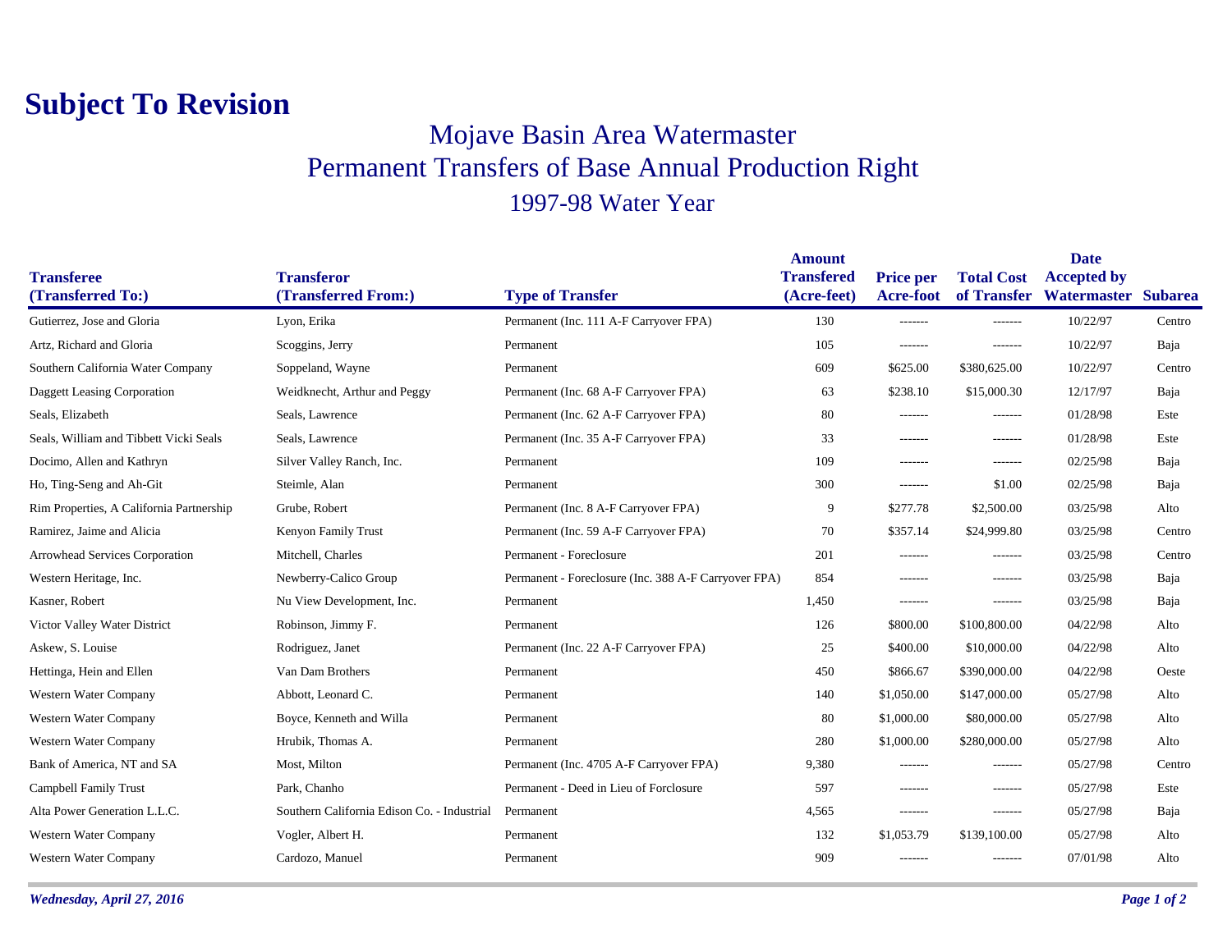# Subject To Revision

## Mojave Basin Area Watermaster

## Permanent Transfers of Base Annual Production Right

### 1997-98 Water Year

| Transferee (Transferred To:) | Transferor (Transferred From:) | Type of Transfer | Amount Transfered (Acre-feet) | Price per Acre-foot | Total Cost of Transfer | Date Accepted by Watermaster | Subarea |
|---|---|---|---|---|---|---|---|
| Gutierrez, Jose and Gloria | Lyon, Erika | Permanent (Inc. 111 A-F Carryover FPA) | 130 | ------- | ------- | 10/22/97 | Centro |
| Artz, Richard and Gloria | Scoggins, Jerry | Permanent | 105 | ------- | ------- | 10/22/97 | Baja |
| Southern California Water Company | Soppeland, Wayne | Permanent | 609 | $625.00 | $380,625.00 | 10/22/97 | Centro |
| Daggett Leasing Corporation | Weidknecht, Arthur and Peggy | Permanent (Inc. 68 A-F Carryover FPA) | 63 | $238.10 | $15,000.30 | 12/17/97 | Baja |
| Seals, Elizabeth | Seals, Lawrence | Permanent (Inc. 62 A-F Carryover FPA) | 80 | ------- | ------- | 01/28/98 | Este |
| Seals, William and Tibbett Vicki Seals | Seals, Lawrence | Permanent (Inc. 35 A-F Carryover FPA) | 33 | ------- | ------- | 01/28/98 | Este |
| Docimo, Allen and Kathryn | Silver Valley Ranch, Inc. | Permanent | 109 | ------- | ------- | 02/25/98 | Baja |
| Ho, Ting-Seng and Ah-Git | Steimle, Alan | Permanent | 300 | ------- | $1.00 | 02/25/98 | Baja |
| Rim Properties, A California Partnership | Grube, Robert | Permanent (Inc. 8 A-F Carryover FPA) | 9 | $277.78 | $2,500.00 | 03/25/98 | Alto |
| Ramirez, Jaime and Alicia | Kenyon Family Trust | Permanent (Inc. 59 A-F Carryover FPA) | 70 | $357.14 | $24,999.80 | 03/25/98 | Centro |
| Arrowhead Services Corporation | Mitchell, Charles | Permanent - Foreclosure | 201 | ------- | ------- | 03/25/98 | Centro |
| Western Heritage, Inc. | Newberry-Calico Group | Permanent - Foreclosure (Inc. 388 A-F Carryover FPA) | 854 | ------- | ------- | 03/25/98 | Baja |
| Kasner, Robert | Nu View Development, Inc. | Permanent | 1,450 | ------- | ------- | 03/25/98 | Baja |
| Victor Valley Water District | Robinson, Jimmy F. | Permanent | 126 | $800.00 | $100,800.00 | 04/22/98 | Alto |
| Askew, S. Louise | Rodriguez, Janet | Permanent (Inc. 22 A-F Carryover FPA) | 25 | $400.00 | $10,000.00 | 04/22/98 | Alto |
| Hettinga, Hein and Ellen | Van Dam Brothers | Permanent | 450 | $866.67 | $390,000.00 | 04/22/98 | Oeste |
| Western Water Company | Abbott, Leonard C. | Permanent | 140 | $1,050.00 | $147,000.00 | 05/27/98 | Alto |
| Western Water Company | Boyce, Kenneth and Willa | Permanent | 80 | $1,000.00 | $80,000.00 | 05/27/98 | Alto |
| Western Water Company | Hrubik, Thomas A. | Permanent | 280 | $1,000.00 | $280,000.00 | 05/27/98 | Alto |
| Bank of America, NT and SA | Most, Milton | Permanent (Inc. 4705 A-F Carryover FPA) | 9,380 | ------- | ------- | 05/27/98 | Centro |
| Campbell Family Trust | Park, Chanho | Permanent - Deed in Lieu of Forclosure | 597 | ------- | ------- | 05/27/98 | Este |
| Alta Power Generation L.L.C. | Southern California Edison Co. - Industrial | Permanent | 4,565 | ------- | ------- | 05/27/98 | Baja |
| Western Water Company | Vogler, Albert H. | Permanent | 132 | $1,053.79 | $139,100.00 | 05/27/98 | Alto |
| Western Water Company | Cardozo, Manuel | Permanent | 909 | ------- | ------- | 07/01/98 | Alto |

*Wednesday, April 27, 2016*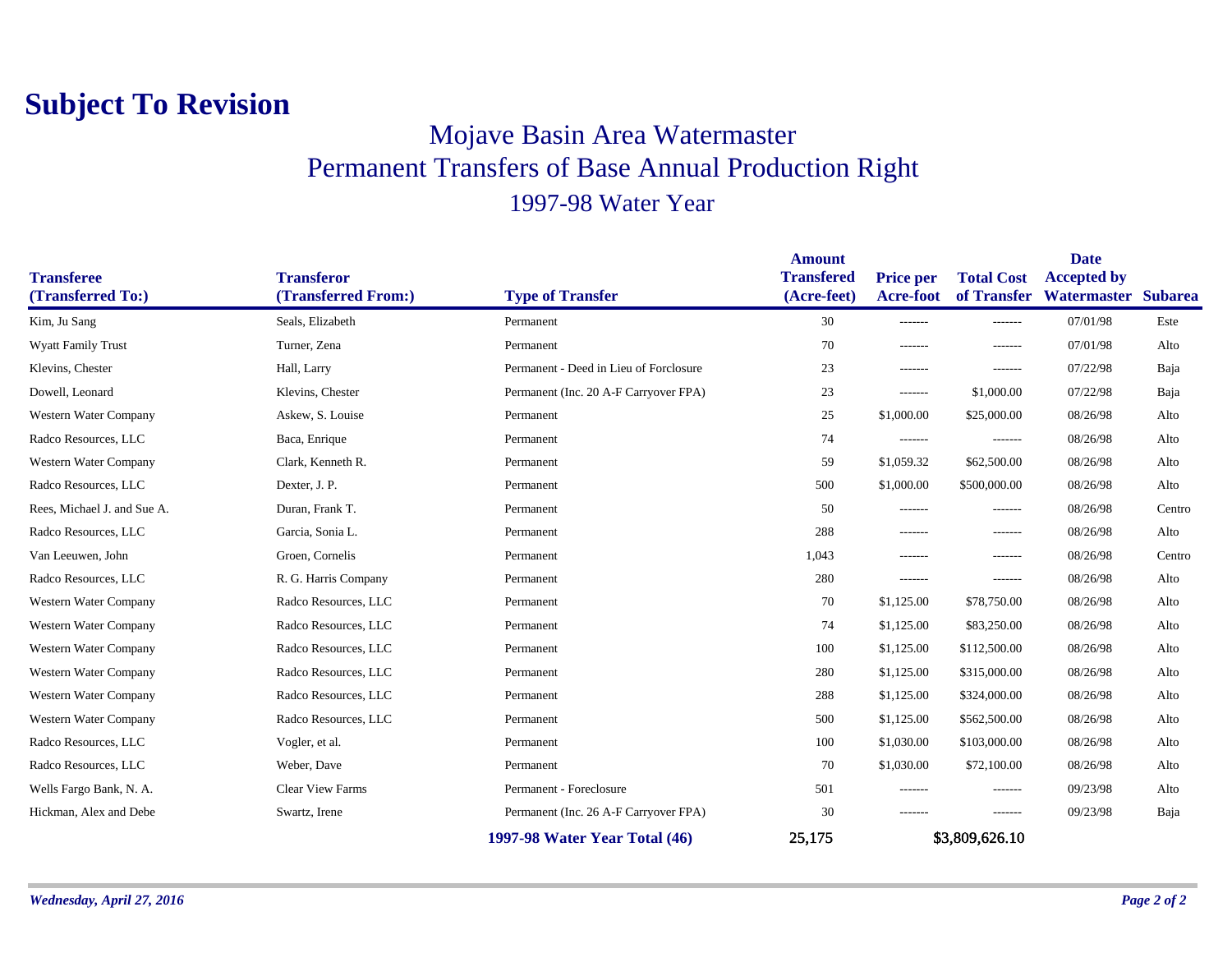# Subject To Revision

## Mojave Basin Area Watermaster
## Permanent Transfers of Base Annual Production Right
## 1997-98 Water Year

| Transferee (Transferred To:) | Transferor (Transferred From:) | Type of Transfer | Amount Transfered (Acre-feet) | Price per Acre-foot | Total Cost of Transfer | Date Accepted by Watermaster | Subarea |
|---|---|---|---|---|---|---|---|
| Kim, Ju Sang | Seals, Elizabeth | Permanent | 30 | ------- | ------- | 07/01/98 | Este |
| Wyatt Family Trust | Turner, Zena | Permanent | 70 | ------- | ------- | 07/01/98 | Alto |
| Klevins, Chester | Hall, Larry | Permanent - Deed in Lieu of Forclosure | 23 | ------- | ------- | 07/22/98 | Baja |
| Dowell, Leonard | Klevins, Chester | Permanent (Inc. 20 A-F Carryover FPA) | 23 | ------- | $1,000.00 | 07/22/98 | Baja |
| Western Water Company | Askew, S. Louise | Permanent | 25 | $1,000.00 | $25,000.00 | 08/26/98 | Alto |
| Radco Resources, LLC | Baca, Enrique | Permanent | 74 | ------- | ------- | 08/26/98 | Alto |
| Western Water Company | Clark, Kenneth R. | Permanent | 59 | $1,059.32 | $62,500.00 | 08/26/98 | Alto |
| Radco Resources, LLC | Dexter, J. P. | Permanent | 500 | $1,000.00 | $500,000.00 | 08/26/98 | Alto |
| Rees, Michael J. and Sue A. | Duran, Frank T. | Permanent | 50 | ------- | ------- | 08/26/98 | Centro |
| Radco Resources, LLC | Garcia, Sonia L. | Permanent | 288 | ------- | ------- | 08/26/98 | Alto |
| Van Leeuwen, John | Groen, Cornelis | Permanent | 1,043 | ------- | ------- | 08/26/98 | Centro |
| Radco Resources, LLC | R. G. Harris Company | Permanent | 280 | ------- | ------- | 08/26/98 | Alto |
| Western Water Company | Radco Resources, LLC | Permanent | 70 | $1,125.00 | $78,750.00 | 08/26/98 | Alto |
| Western Water Company | Radco Resources, LLC | Permanent | 74 | $1,125.00 | $83,250.00 | 08/26/98 | Alto |
| Western Water Company | Radco Resources, LLC | Permanent | 100 | $1,125.00 | $112,500.00 | 08/26/98 | Alto |
| Western Water Company | Radco Resources, LLC | Permanent | 280 | $1,125.00 | $315,000.00 | 08/26/98 | Alto |
| Western Water Company | Radco Resources, LLC | Permanent | 288 | $1,125.00 | $324,000.00 | 08/26/98 | Alto |
| Western Water Company | Radco Resources, LLC | Permanent | 500 | $1,125.00 | $562,500.00 | 08/26/98 | Alto |
| Radco Resources, LLC | Vogler, et al. | Permanent | 100 | $1,030.00 | $103,000.00 | 08/26/98 | Alto |
| Radco Resources, LLC | Weber, Dave | Permanent | 70 | $1,030.00 | $72,100.00 | 08/26/98 | Alto |
| Wells Fargo Bank, N. A. | Clear View Farms | Permanent - Foreclosure | 501 | ------- | ------- | 09/23/98 | Alto |
| Hickman, Alex and Debe | Swartz, Irene | Permanent (Inc. 26 A-F Carryover FPA) | 30 | ------- | ------- | 09/23/98 | Baja |
| | | **1997-98 Water Year Total (46)** | **25,175** | | **$3,809,626.10** | | |

*Wednesday, April 27, 2016*